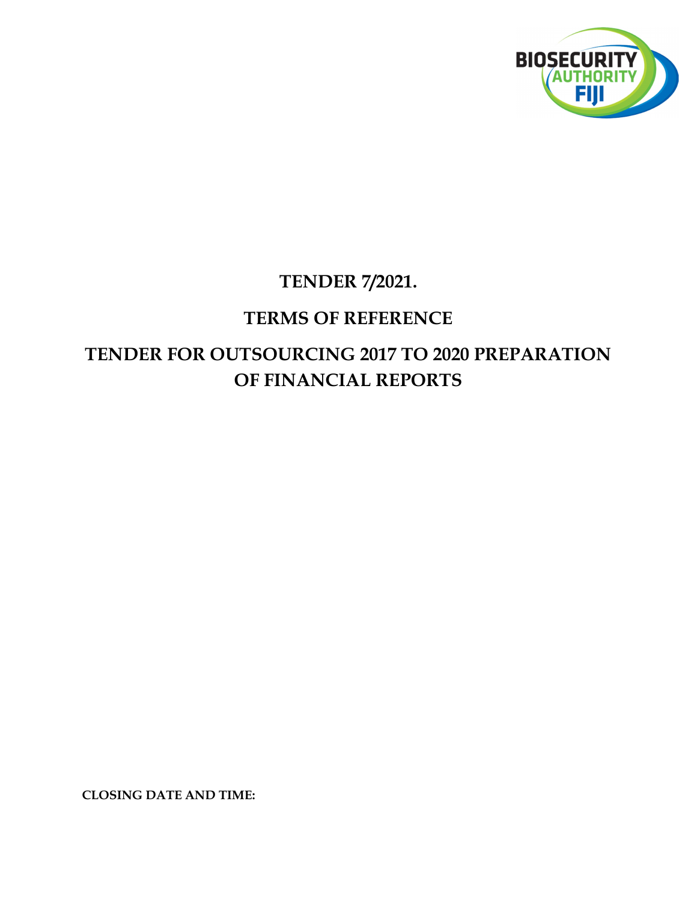BIOSECURITY AUTHORITY FIJI

# TENDER 7/2021.

# TERMS OF REFERENCE

# TENDER FOR OUTSOURCING 2017 TO 2020 PREPARATION OF FINANCIAL REPORTS

**CLOSING DATE AND TIME:**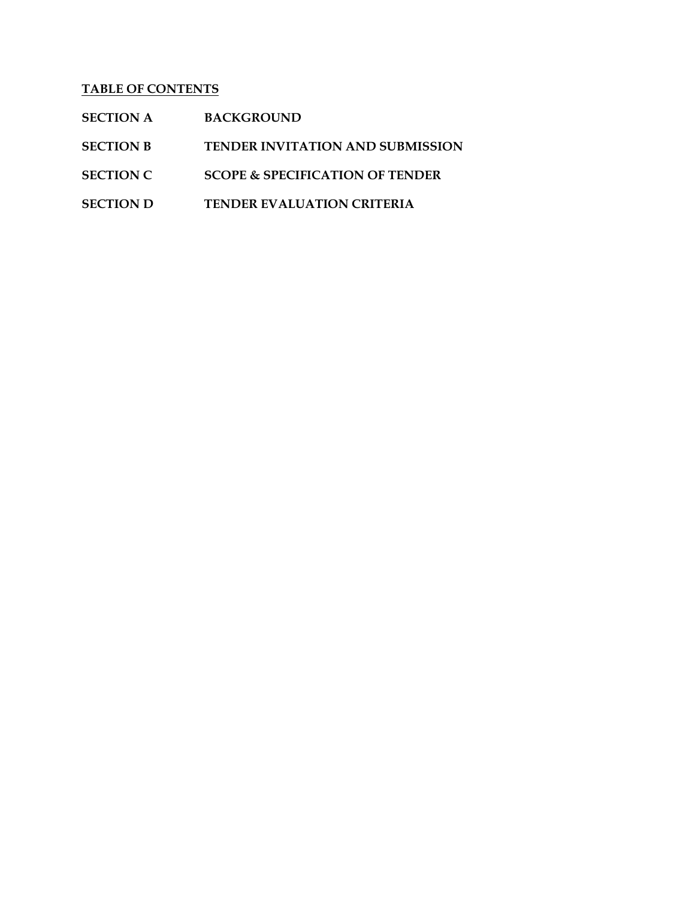**TABLE OF CONTENTS**

| | |
|---|---|
| **SECTION A** | **BACKGROUND** |
| **SECTION B** | **TENDER INVITATION AND SUBMISSION** |
| **SECTION C** | **SCOPE & SPECIFICATION OF TENDER** |
| **SECTION D** | **TENDER EVALUATION CRITERIA** |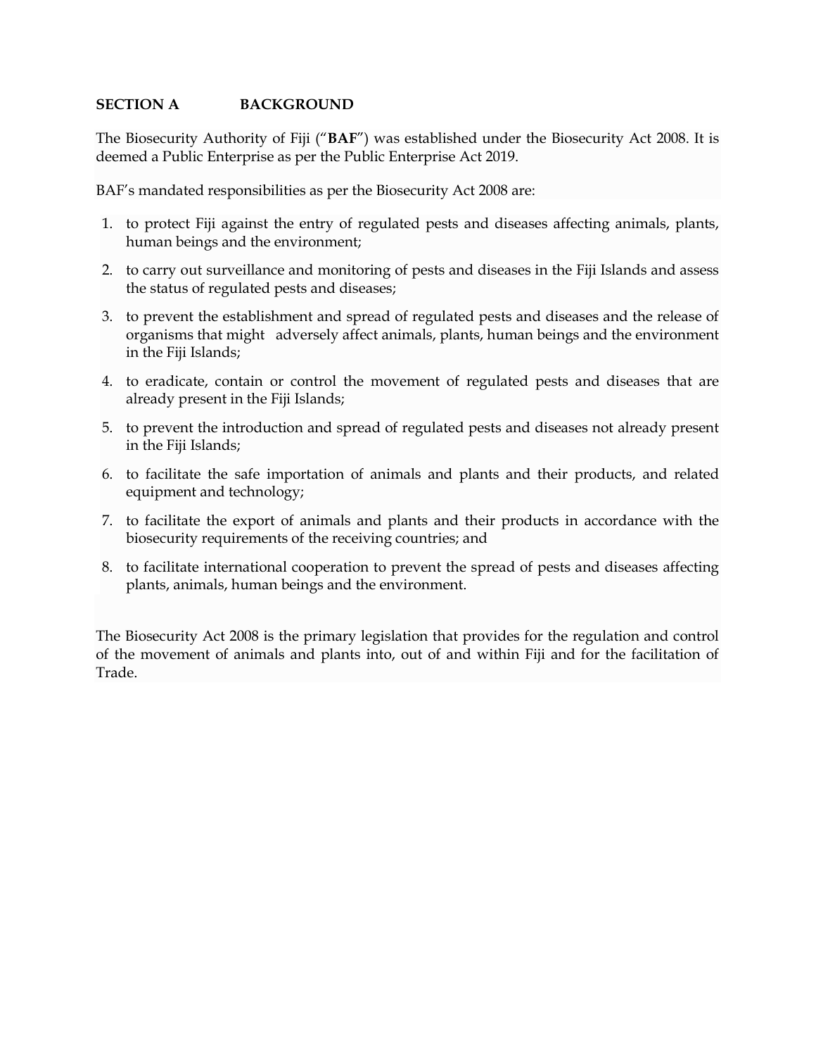## SECTION A BACKGROUND

The Biosecurity Authority of Fiji ("**BAF**") was established under the Biosecurity Act 2008. It is deemed a Public Enterprise as per the Public Enterprise Act 2019.

BAF's mandated responsibilities as per the Biosecurity Act 2008 are:

1. to protect Fiji against the entry of regulated pests and diseases affecting animals, plants, human beings and the environment;
2. to carry out surveillance and monitoring of pests and diseases in the Fiji Islands and assess the status of regulated pests and diseases;
3. to prevent the establishment and spread of regulated pests and diseases and the release of organisms that might adversely affect animals, plants, human beings and the environment in the Fiji Islands;
4. to eradicate, contain or control the movement of regulated pests and diseases that are already present in the Fiji Islands;
5. to prevent the introduction and spread of regulated pests and diseases not already present in the Fiji Islands;
6. to facilitate the safe importation of animals and plants and their products, and related equipment and technology;
7. to facilitate the export of animals and plants and their products in accordance with the biosecurity requirements of the receiving countries; and
8. to facilitate international cooperation to prevent the spread of pests and diseases affecting plants, animals, human beings and the environment.

The Biosecurity Act 2008 is the primary legislation that provides for the regulation and control of the movement of animals and plants into, out of and within Fiji and for the facilitation of Trade.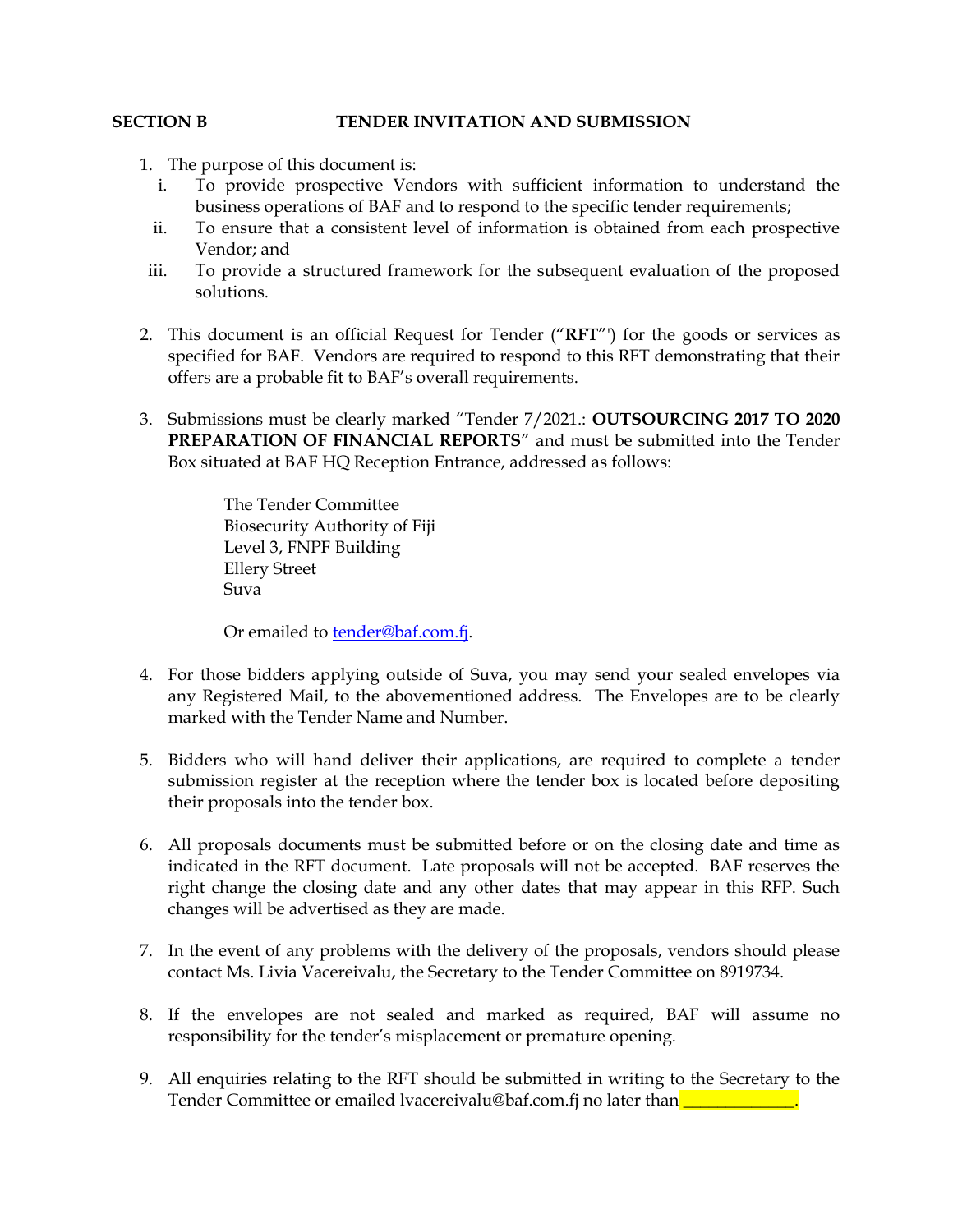**SECTION B TENDER INVITATION AND SUBMISSION**

1. The purpose of this document is:
   i. To provide prospective Vendors with sufficient information to understand the business operations of BAF and to respond to the specific tender requirements;
   ii. To ensure that a consistent level of information is obtained from each prospective Vendor; and
   iii. To provide a structured framework for the subsequent evaluation of the proposed solutions.

2. This document is an official Request for Tender ("**RFT**"') for the goods or services as specified for BAF. Vendors are required to respond to this RFT demonstrating that their offers are a probable fit to BAF's overall requirements.

3. Submissions must be clearly marked "Tender 7/2021.: **OUTSOURCING 2017 TO 2020 PREPARATION OF FINANCIAL REPORTS**" and must be submitted into the Tender Box situated at BAF HQ Reception Entrance, addressed as follows:

   The Tender Committee
   Biosecurity Authority of Fiji
   Level 3, FNPF Building
   Ellery Street
   Suva

   Or emailed to tender@baf.com.fj.

4. For those bidders applying outside of Suva, you may send your sealed envelopes via any Registered Mail, to the abovementioned address. The Envelopes are to be clearly marked with the Tender Name and Number.

5. Bidders who will hand deliver their applications, are required to complete a tender submission register at the reception where the tender box is located before depositing their proposals into the tender box.

6. All proposals documents must be submitted before or on the closing date and time as indicated in the RFT document. Late proposals will not be accepted. BAF reserves the right change the closing date and any other dates that may appear in this RFP. Such changes will be advertised as they are made.

7. In the event of any problems with the delivery of the proposals, vendors should please contact Ms. Livia Vacereivalu, the Secretary to the Tender Committee on 8919734.

8. If the envelopes are not sealed and marked as required, BAF will assume no responsibility for the tender's misplacement or premature opening.

9. All enquiries relating to the RFT should be submitted in writing to the Secretary to the Tender Committee or emailed lvacereivalu@baf.com.fj no later than _____________.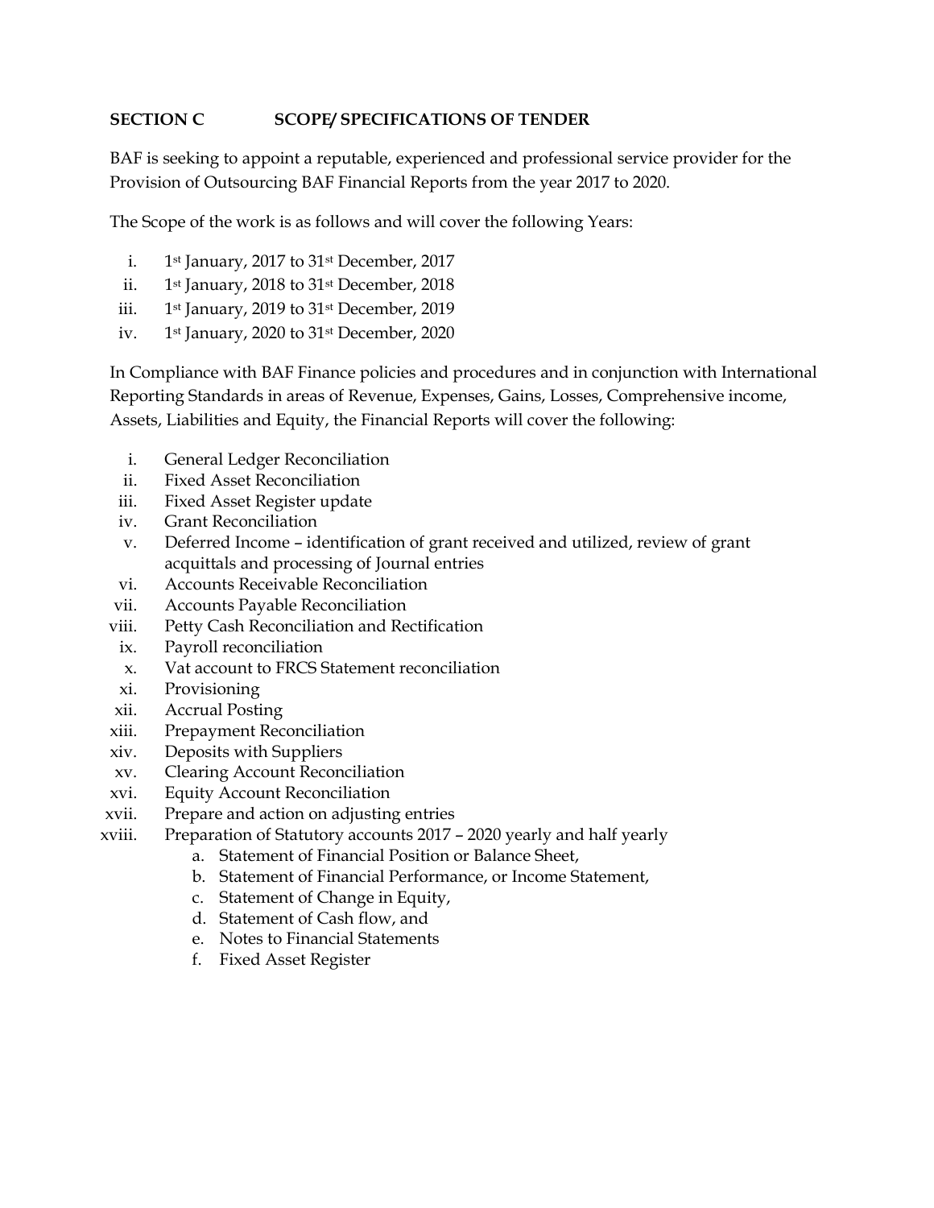## SECTION C SCOPE/ SPECIFICATIONS OF TENDER

BAF is seeking to appoint a reputable, experienced and professional service provider for the Provision of Outsourcing BAF Financial Reports from the year 2017 to 2020.

The Scope of the work is as follows and will cover the following Years:

i. 1st January, 2017 to 31st December, 2017
ii. 1st January, 2018 to 31st December, 2018
iii. 1st January, 2019 to 31st December, 2019
iv. 1st January, 2020 to 31st December, 2020

In Compliance with BAF Finance policies and procedures and in conjunction with International Reporting Standards in areas of Revenue, Expenses, Gains, Losses, Comprehensive income, Assets, Liabilities and Equity, the Financial Reports will cover the following:

i. General Ledger Reconciliation
ii. Fixed Asset Reconciliation
iii. Fixed Asset Register update
iv. Grant Reconciliation
v. Deferred Income – identification of grant received and utilized, review of grant acquittals and processing of Journal entries
vi. Accounts Receivable Reconciliation
vii. Accounts Payable Reconciliation
viii. Petty Cash Reconciliation and Rectification
ix. Payroll reconciliation
x. Vat account to FRCS Statement reconciliation
xi. Provisioning
xii. Accrual Posting
xiii. Prepayment Reconciliation
xiv. Deposits with Suppliers
xv. Clearing Account Reconciliation
xvi. Equity Account Reconciliation
xvii. Prepare and action on adjusting entries
xviii. Preparation of Statutory accounts 2017 – 2020 yearly and half yearly
    a. Statement of Financial Position or Balance Sheet,
    b. Statement of Financial Performance, or Income Statement,
    c. Statement of Change in Equity,
    d. Statement of Cash flow, and
    e. Notes to Financial Statements
    f. Fixed Asset Register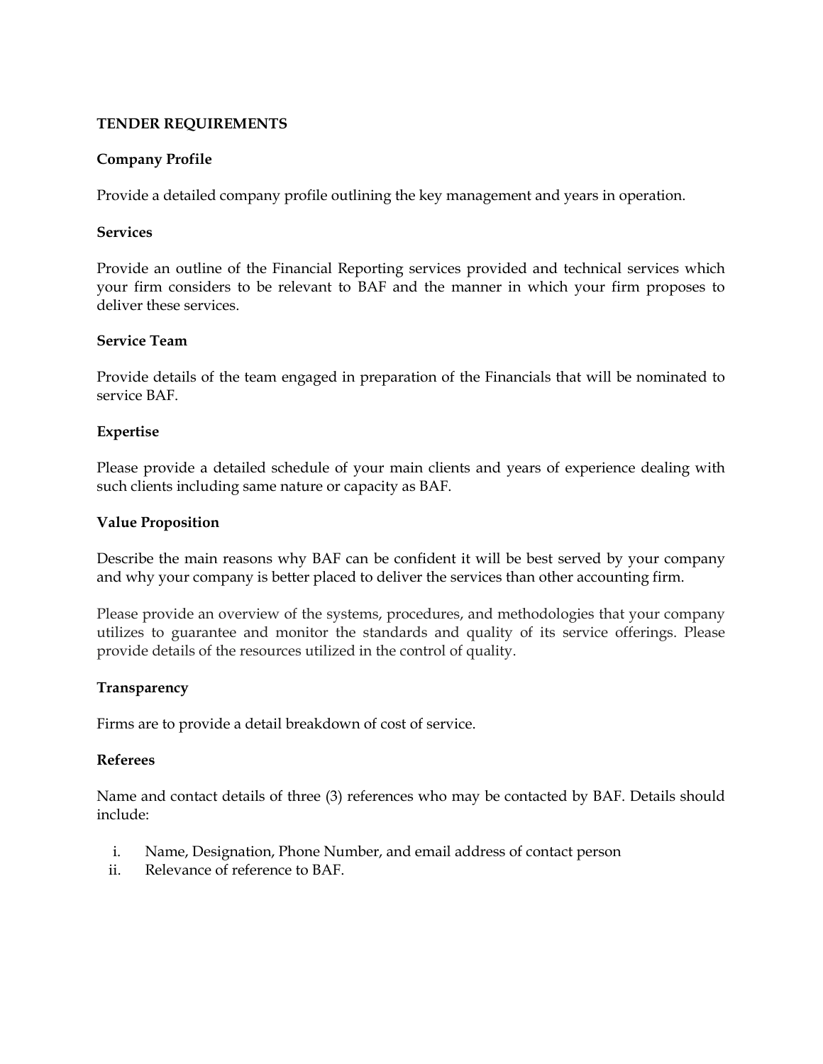## TENDER REQUIREMENTS

### Company Profile

Provide a detailed company profile outlining the key management and years in operation.

### Services

Provide an outline of the Financial Reporting services provided and technical services which your firm considers to be relevant to BAF and the manner in which your firm proposes to deliver these services.

### Service Team

Provide details of the team engaged in preparation of the Financials that will be nominated to service BAF.

### Expertise

Please provide a detailed schedule of your main clients and years of experience dealing with such clients including same nature or capacity as BAF.

### Value Proposition

Describe the main reasons why BAF can be confident it will be best served by your company and why your company is better placed to deliver the services than other accounting firm.

Please provide an overview of the systems, procedures, and methodologies that your company utilizes to guarantee and monitor the standards and quality of its service offerings. Please provide details of the resources utilized in the control of quality.

### Transparency

Firms are to provide a detail breakdown of cost of service.

### Referees

Name and contact details of three (3) references who may be contacted by BAF. Details should include:

i. Name, Designation, Phone Number, and email address of contact person
ii. Relevance of reference to BAF.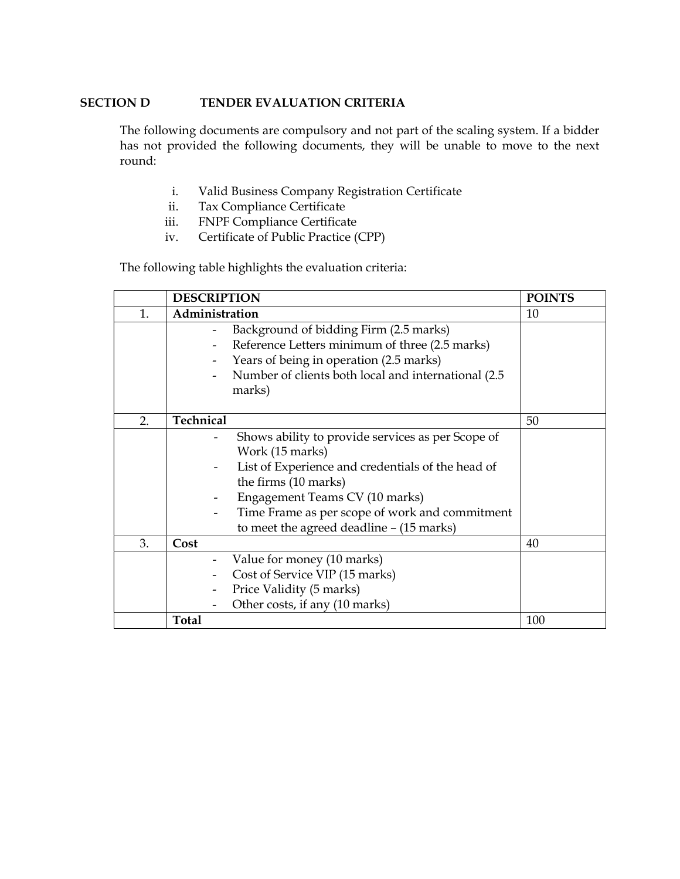## SECTION D TENDER EVALUATION CRITERIA

The following documents are compulsory and not part of the scaling system. If a bidder has not provided the following documents, they will be unable to move to the next round:

i. Valid Business Company Registration Certificate
ii. Tax Compliance Certificate
iii. FNPF Compliance Certificate
iv. Certificate of Public Practice (CPP)

The following table highlights the evaluation criteria:

| | DESCRIPTION | POINTS |
|---|---|---|
| 1. | **Administration** | 10 |
| | - Background of bidding Firm (2.5 marks)<br>- Reference Letters minimum of three (2.5 marks)<br>- Years of being in operation (2.5 marks)<br>- Number of clients both local and international (2.5 marks) | |
| 2. | **Technical** | 50 |
| | - Shows ability to provide services as per Scope of Work (15 marks)<br>- List of Experience and credentials of the head of the firms (10 marks)<br>- Engagement Teams CV (10 marks)<br>- Time Frame as per scope of work and commitment to meet the agreed deadline – (15 marks) | |
| 3. | **Cost** | 40 |
| | - Value for money (10 marks)<br>- Cost of Service VIP (15 marks)<br>- Price Validity (5 marks)<br>- Other costs, if any (10 marks) | |
| | **Total** | 100 |